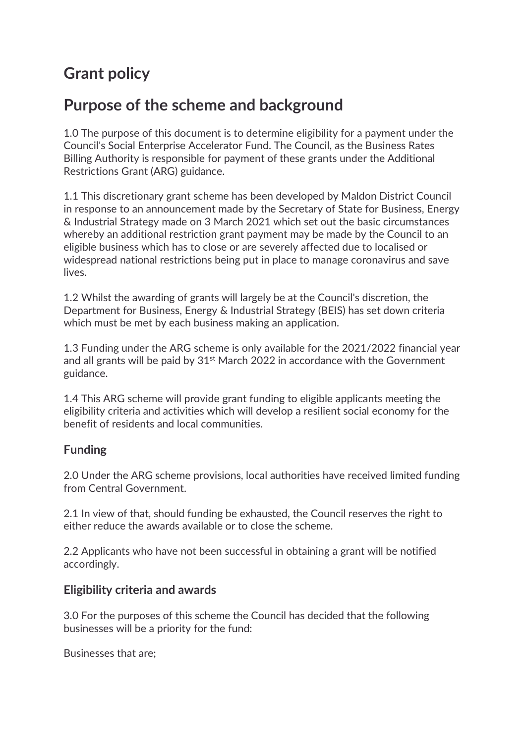# Grant policy

# Purpose of the scheme and background

1.0 The purpose of this document is to determine eligibility for a payment under the Council's Social Enterprise Accelerator Fund. The Council, as the Business Rates Billing Authority is responsible for payment of these grants under the Additional Restrictions Grant (ARG) guidance.

1.1 This discretionary grant scheme has been developed by Maldon District Council in response to an announcement made by the Secretary of State for Business, Energy & Industrial Strategy made on 3 March 2021 which set out the basic circumstances whereby an additional restriction grant payment may be made by the Council to an eligible business which has to close or are severely affected due to localised or widespread national restrictions being put in place to manage coronavirus and save lives.

1.2 Whilst the awarding of grants will largely be at the Council's discretion, the Department for Business, Energy & Industrial Strategy (BEIS) has set down criteria which must be met by each business making an application.

1.3 Funding under the ARG scheme is only available for the 2021/2022 financial year and all grants will be paid by 31st March 2022 in accordance with the Government guidance.

1.4 This ARG scheme will provide grant funding to eligible applicants meeting the eligibility criteria and activities which will develop a resilient social economy for the benefit of residents and local communities.

## Funding

2.0 Under the ARG scheme provisions, local authorities have received limited funding from Central Government.

2.1 In view of that, should funding be exhausted, the Council reserves the right to either reduce the awards available or to close the scheme.

2.2 Applicants who have not been successful in obtaining a grant will be notified accordingly.

## Eligibility criteria and awards

3.0 For the purposes of this scheme the Council has decided that the following businesses will be a priority for the fund:

Businesses that are;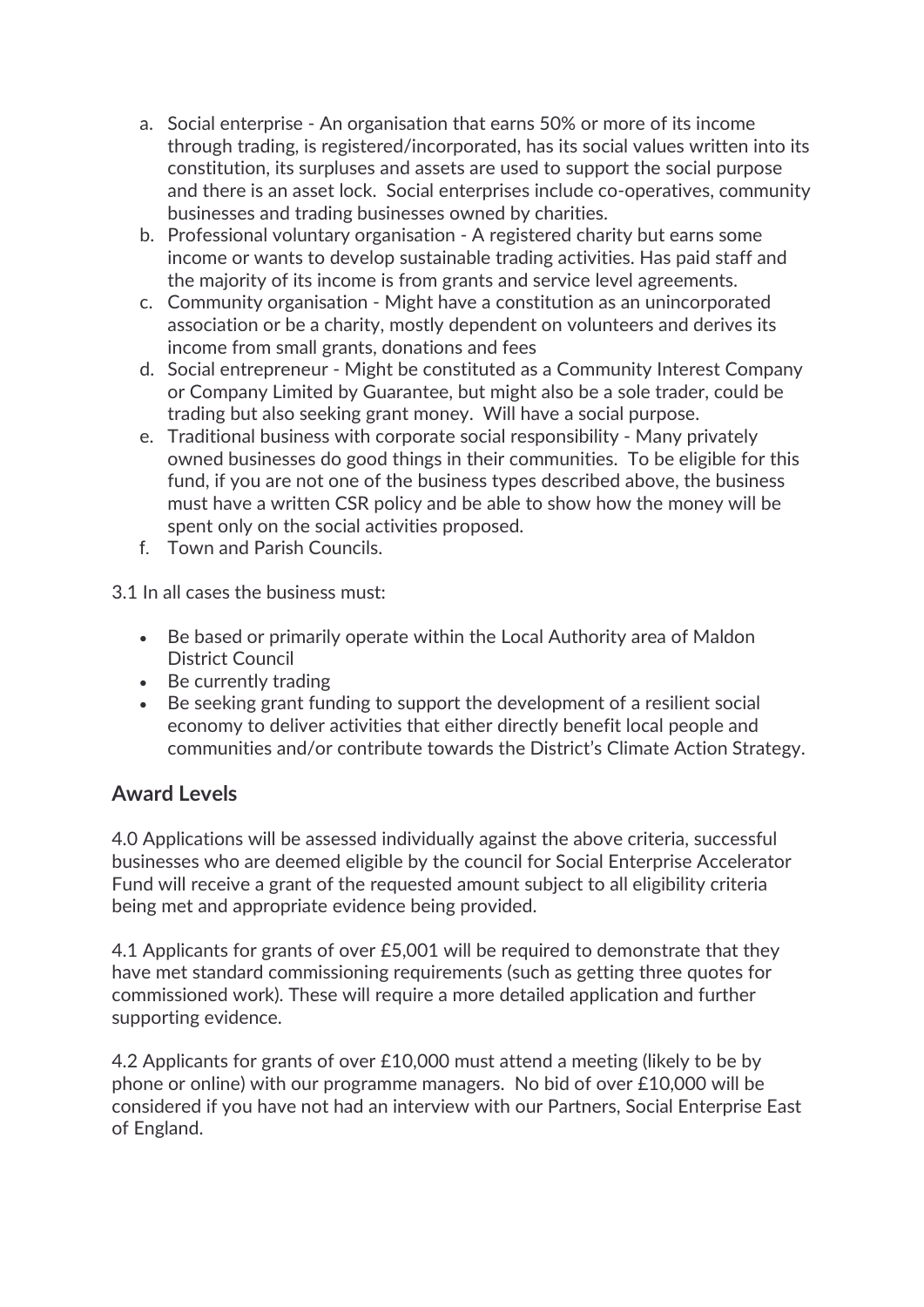a. Social enterprise - An organisation that earns 50% or more of its income through trading, is registered/incorporated, has its social values written into its constitution, its surpluses and assets are used to support the social purpose and there is an asset lock. Social enterprises include co-operatives, community businesses and trading businesses owned by charities.
b. Professional voluntary organisation - A registered charity but earns some income or wants to develop sustainable trading activities. Has paid staff and the majority of its income is from grants and service level agreements.
c. Community organisation - Might have a constitution as an unincorporated association or be a charity, mostly dependent on volunteers and derives its income from small grants, donations and fees
d. Social entrepreneur - Might be constituted as a Community Interest Company or Company Limited by Guarantee, but might also be a sole trader, could be trading but also seeking grant money. Will have a social purpose.
e. Traditional business with corporate social responsibility - Many privately owned businesses do good things in their communities. To be eligible for this fund, if you are not one of the business types described above, the business must have a written CSR policy and be able to show how the money will be spent only on the social activities proposed.
f. Town and Parish Councils.

3.1 In all cases the business must:

- Be based or primarily operate within the Local Authority area of Maldon District Council
- Be currently trading
- Be seeking grant funding to support the development of a resilient social economy to deliver activities that either directly benefit local people and communities and/or contribute towards the District's Climate Action Strategy.

## Award Levels

4.0 Applications will be assessed individually against the above criteria, successful businesses who are deemed eligible by the council for Social Enterprise Accelerator Fund will receive a grant of the requested amount subject to all eligibility criteria being met and appropriate evidence being provided.

4.1 Applicants for grants of over £5,001 will be required to demonstrate that they have met standard commissioning requirements (such as getting three quotes for commissioned work). These will require a more detailed application and further supporting evidence.

4.2 Applicants for grants of over £10,000 must attend a meeting (likely to be by phone or online) with our programme managers. No bid of over £10,000 will be considered if you have not had an interview with our Partners, Social Enterprise East of England.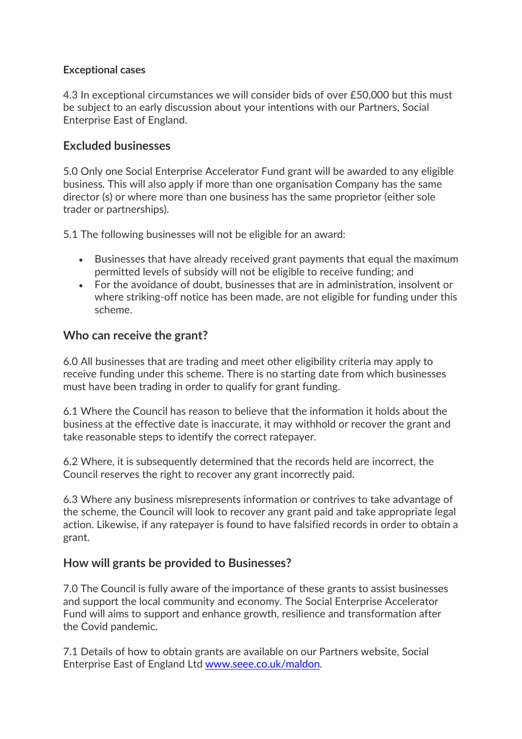**Exceptional cases**

4.3 In exceptional circumstances we will consider bids of over £50,000 but this must be subject to an early discussion about your intentions with our Partners, Social Enterprise East of England.

## Excluded businesses

5.0 Only one Social Enterprise Accelerator Fund grant will be awarded to any eligible business. This will also apply if more than one organisation Company has the same director (s) or where more than one business has the same proprietor (either sole trader or partnerships).

5.1 The following businesses will not be eligible for an award:

- Businesses that have already received grant payments that equal the maximum permitted levels of subsidy will not be eligible to receive funding; and
- For the avoidance of doubt, businesses that are in administration, insolvent or where striking-off notice has been made, are not eligible for funding under this scheme.

## Who can receive the grant?

6.0 All businesses that are trading and meet other eligibility criteria may apply to receive funding under this scheme. There is no starting date from which businesses must have been trading in order to qualify for grant funding.

6.1 Where the Council has reason to believe that the information it holds about the business at the effective date is inaccurate, it may withhold or recover the grant and take reasonable steps to identify the correct ratepayer.

6.2 Where, it is subsequently determined that the records held are incorrect, the Council reserves the right to recover any grant incorrectly paid.

6.3 Where any business misrepresents information or contrives to take advantage of the scheme, the Council will look to recover any grant paid and take appropriate legal action. Likewise, if any ratepayer is found to have falsified records in order to obtain a grant.

## How will grants be provided to Businesses?

7.0 The Council is fully aware of the importance of these grants to assist businesses and support the local community and economy. The Social Enterprise Accelerator Fund will aims to support and enhance growth, resilience and transformation after the Covid pandemic.

7.1 Details of how to obtain grants are available on our Partners website, Social Enterprise East of England Ltd [www.seee.co.uk/maldon](http://www.seee.co.uk/maldon).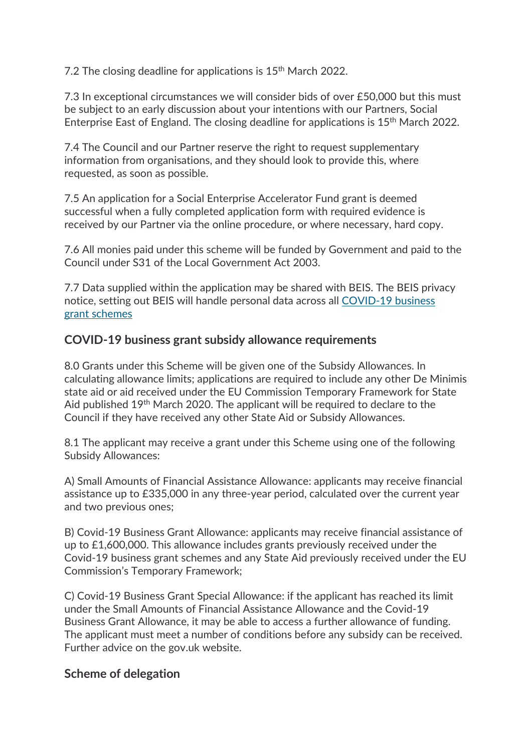7.2 The closing deadline for applications is 15th March 2022.

7.3 In exceptional circumstances we will consider bids of over £50,000 but this must be subject to an early discussion about your intentions with our Partners, Social Enterprise East of England. The closing deadline for applications is 15th March 2022.

7.4 The Council and our Partner reserve the right to request supplementary information from organisations, and they should look to provide this, where requested, as soon as possible.

7.5 An application for a Social Enterprise Accelerator Fund grant is deemed successful when a fully completed application form with required evidence is received by our Partner via the online procedure, or where necessary, hard copy.

7.6 All monies paid under this scheme will be funded by Government and paid to the Council under S31 of the Local Government Act 2003.

7.7 Data supplied within the application may be shared with BEIS. The BEIS privacy notice, setting out BEIS will handle personal data across all [COVID-19 business grant schemes]

## COVID-19 business grant subsidy allowance requirements

8.0 Grants under this Scheme will be given one of the Subsidy Allowances. In calculating allowance limits; applications are required to include any other De Minimis state aid or aid received under the EU Commission Temporary Framework for State Aid published 19th March 2020. The applicant will be required to declare to the Council if they have received any other State Aid or Subsidy Allowances.

8.1 The applicant may receive a grant under this Scheme using one of the following Subsidy Allowances:

A) Small Amounts of Financial Assistance Allowance: applicants may receive financial assistance up to £335,000 in any three-year period, calculated over the current year and two previous ones;

B) Covid-19 Business Grant Allowance: applicants may receive financial assistance of up to £1,600,000. This allowance includes grants previously received under the Covid-19 business grant schemes and any State Aid previously received under the EU Commission's Temporary Framework;

C) Covid-19 Business Grant Special Allowance: if the applicant has reached its limit under the Small Amounts of Financial Assistance Allowance and the Covid-19 Business Grant Allowance, it may be able to access a further allowance of funding. The applicant must meet a number of conditions before any subsidy can be received. Further advice on the gov.uk website.

## Scheme of delegation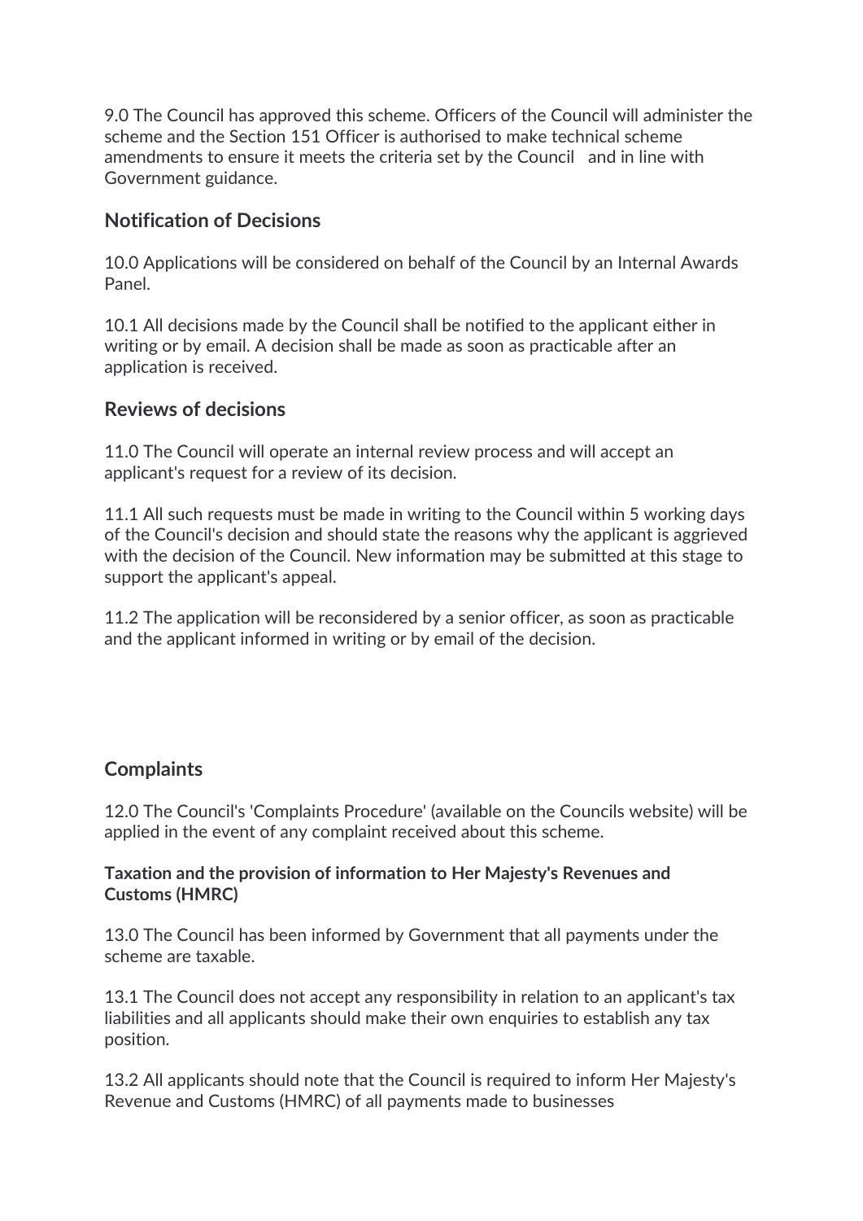9.0 The Council has approved this scheme. Officers of the Council will administer the scheme and the Section 151 Officer is authorised to make technical scheme amendments to ensure it meets the criteria set by the Council and in line with Government guidance.

## Notification of Decisions

10.0 Applications will be considered on behalf of the Council by an Internal Awards Panel.

10.1 All decisions made by the Council shall be notified to the applicant either in writing or by email. A decision shall be made as soon as practicable after an application is received.

## Reviews of decisions

11.0 The Council will operate an internal review process and will accept an applicant's request for a review of its decision.

11.1 All such requests must be made in writing to the Council within 5 working days of the Council's decision and should state the reasons why the applicant is aggrieved with the decision of the Council. New information may be submitted at this stage to support the applicant's appeal.

11.2 The application will be reconsidered by a senior officer, as soon as practicable and the applicant informed in writing or by email of the decision.

## Complaints

12.0 The Council's 'Complaints Procedure' (available on the Councils website) will be applied in the event of any complaint received about this scheme.

### Taxation and the provision of information to Her Majesty's Revenues and Customs (HMRC)

13.0 The Council has been informed by Government that all payments under the scheme are taxable.

13.1 The Council does not accept any responsibility in relation to an applicant's tax liabilities and all applicants should make their own enquiries to establish any tax position.

13.2 All applicants should note that the Council is required to inform Her Majesty's Revenue and Customs (HMRC) of all payments made to businesses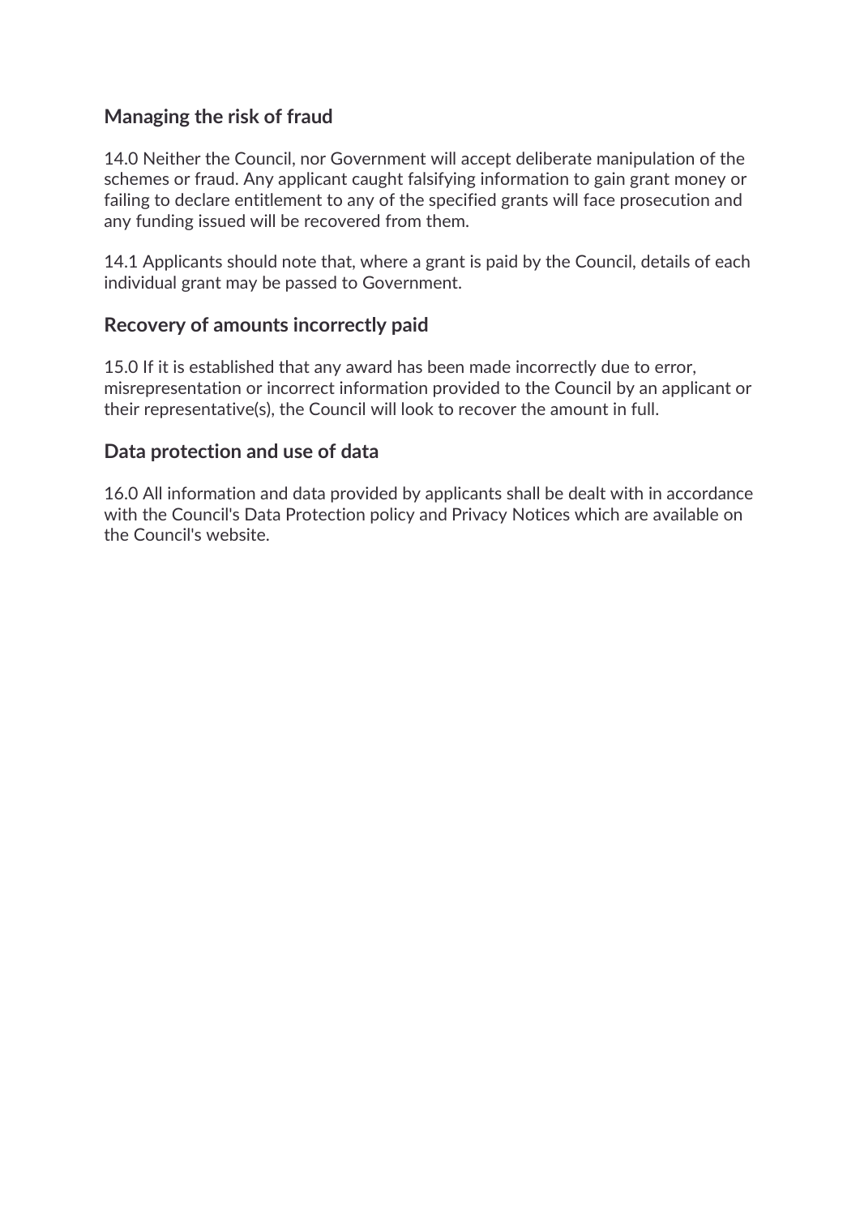## Managing the risk of fraud

14.0 Neither the Council, nor Government will accept deliberate manipulation of the schemes or fraud. Any applicant caught falsifying information to gain grant money or failing to declare entitlement to any of the specified grants will face prosecution and any funding issued will be recovered from them.

14.1 Applicants should note that, where a grant is paid by the Council, details of each individual grant may be passed to Government.

## Recovery of amounts incorrectly paid

15.0 If it is established that any award has been made incorrectly due to error, misrepresentation or incorrect information provided to the Council by an applicant or their representative(s), the Council will look to recover the amount in full.

## Data protection and use of data

16.0 All information and data provided by applicants shall be dealt with in accordance with the Council's Data Protection policy and Privacy Notices which are available on the Council's website.